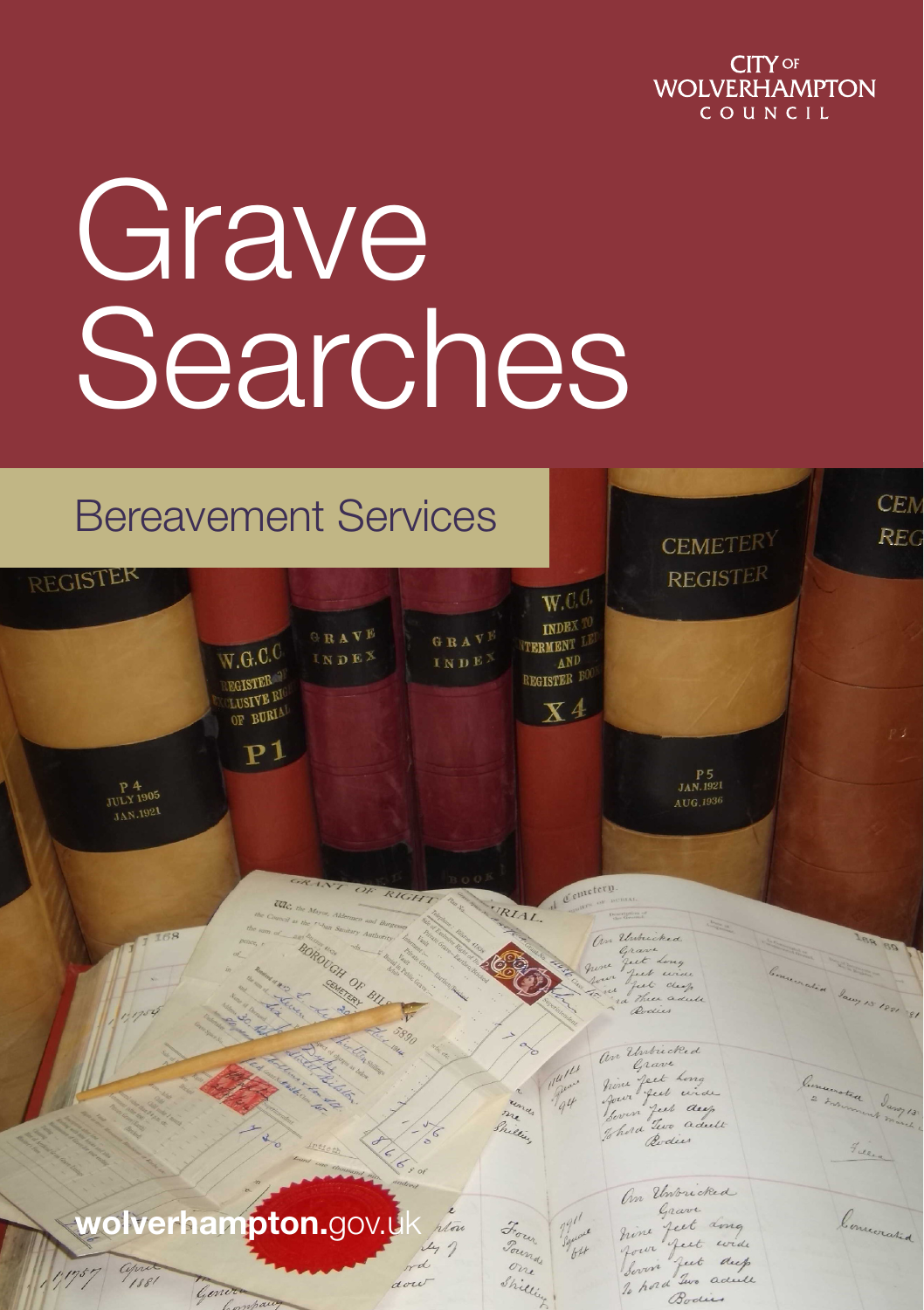CITY OF WOLVERHAMPTON COUNCIL

# Grave Searches

## Bereavement Services

wolverhampton.gov.uk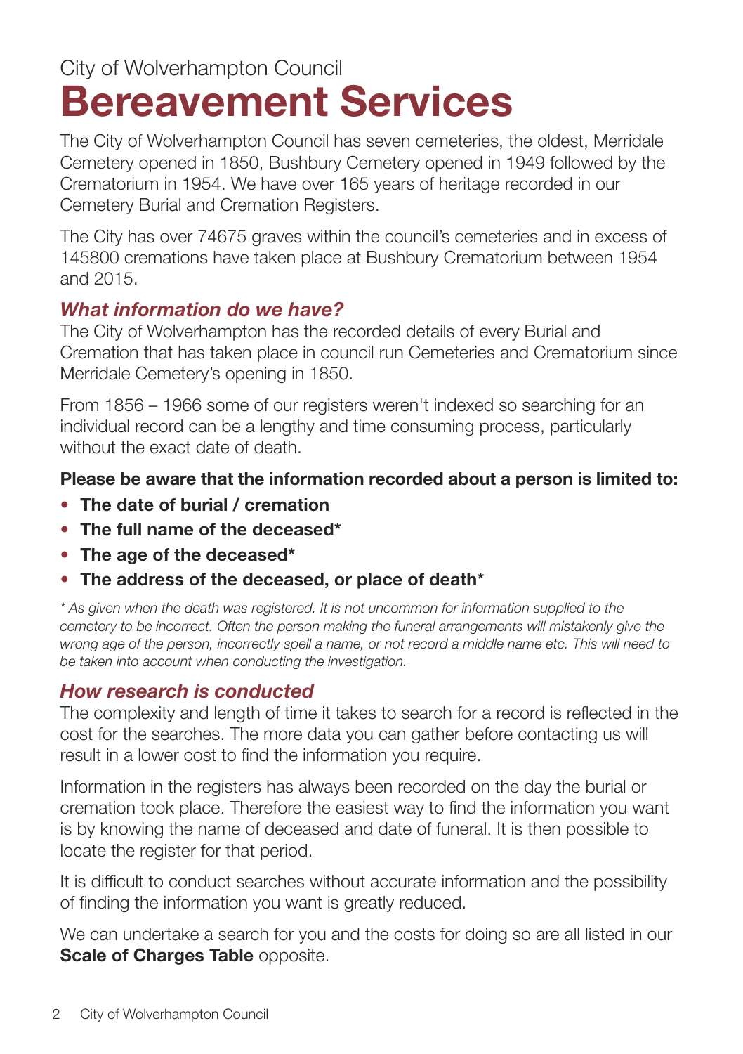City of Wolverhampton Council

# Bereavement Services

The City of Wolverhampton Council has seven cemeteries, the oldest, Merridale Cemetery opened in 1850, Bushbury Cemetery opened in 1949 followed by the Crematorium in 1954. We have over 165 years of heritage recorded in our Cemetery Burial and Cremation Registers.

The City has over 74675 graves within the council's cemeteries and in excess of 145800 cremations have taken place at Bushbury Crematorium between 1954 and 2015.

## *What information do we have?*

The City of Wolverhampton has the recorded details of every Burial and Cremation that has taken place in council run Cemeteries and Crematorium since Merridale Cemetery's opening in 1850.

From 1856 – 1966 some of our registers weren't indexed so searching for an individual record can be a lengthy and time consuming process, particularly without the exact date of death.

**Please be aware that the information recorded about a person is limited to:**

- **The date of burial / cremation**
- **The full name of the deceased***
- **The age of the deceased***
- **The address of the deceased, or place of death***

*\* As given when the death was registered. It is not uncommon for information supplied to the cemetery to be incorrect. Often the person making the funeral arrangements will mistakenly give the wrong age of the person, incorrectly spell a name, or not record a middle name etc. This will need to be taken into account when conducting the investigation.*

## *How research is conducted*

The complexity and length of time it takes to search for a record is reflected in the cost for the searches. The more data you can gather before contacting us will result in a lower cost to find the information you require.

Information in the registers has always been recorded on the day the burial or cremation took place. Therefore the easiest way to find the information you want is by knowing the name of deceased and date of funeral. It is then possible to locate the register for that period.

It is difficult to conduct searches without accurate information and the possibility of finding the information you want is greatly reduced.

We can undertake a search for you and the costs for doing so are all listed in our **Scale of Charges Table** opposite.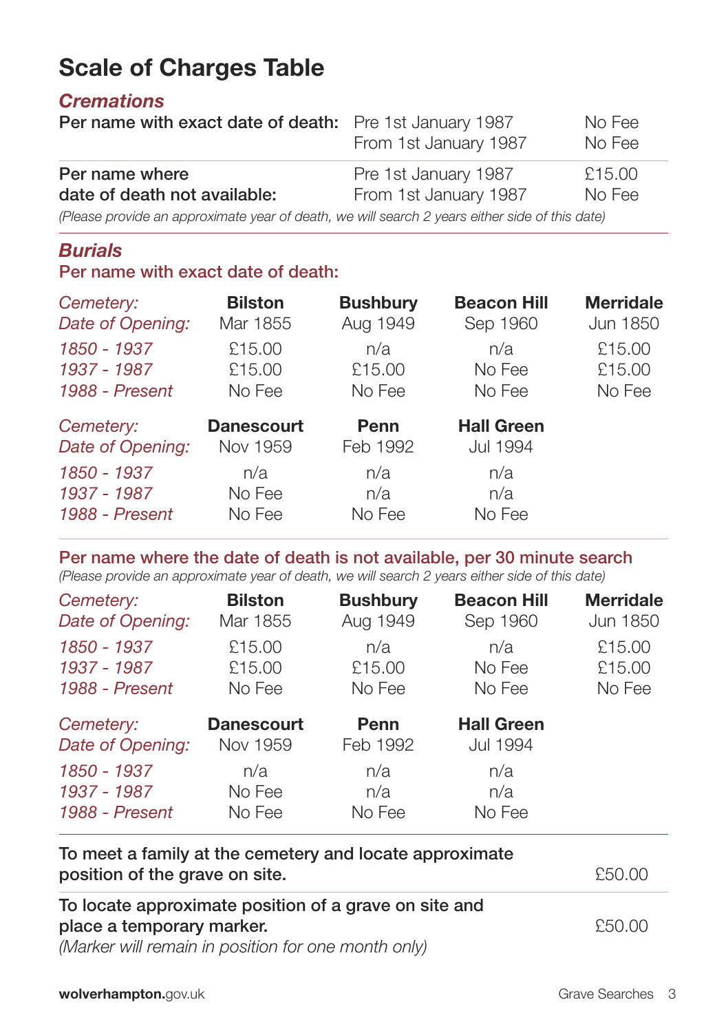# Scale of Charges Table

## *Cremations*

| | | |
|---|---|---|
| **Per name with exact date of death:** | Pre 1st January 1987 | No Fee |
| | From 1st January 1987 | No Fee |
| **Per name where date of death not available:** | Pre 1st January 1987 | £15.00 |
| | From 1st January 1987 | No Fee |

*(Please provide an approximate year of death, we will search 2 years either side of this date)*

## *Burials*

### Per name with exact date of death:

| *Cemetery:* | **Bilston** | **Bushbury** | **Beacon Hill** | **Merridale** |
|---|---|---|---|---|
| *Date of Opening:* | Mar 1855 | Aug 1949 | Sep 1960 | Jun 1850 |
| *1850 - 1937* | £15.00 | n/a | n/a | £15.00 |
| *1937 - 1987* | £15.00 | £15.00 | No Fee | £15.00 |
| *1988 - Present* | No Fee | No Fee | No Fee | No Fee |

| *Cemetery:* | **Danescourt** | **Penn** | **Hall Green** |
|---|---|---|---|
| *Date of Opening:* | Nov 1959 | Feb 1992 | Jul 1994 |
| *1850 - 1937* | n/a | n/a | n/a |
| *1937 - 1987* | No Fee | n/a | n/a |
| *1988 - Present* | No Fee | No Fee | No Fee |

### Per name where the date of death is not available, per 30 minute search

*(Please provide an approximate year of death, we will search 2 years either side of this date)*

| *Cemetery:* | **Bilston** | **Bushbury** | **Beacon Hill** | **Merridale** |
|---|---|---|---|---|
| *Date of Opening:* | Mar 1855 | Aug 1949 | Sep 1960 | Jun 1850 |
| *1850 - 1937* | £15.00 | n/a | n/a | £15.00 |
| *1937 - 1987* | £15.00 | £15.00 | No Fee | £15.00 |
| *1988 - Present* | No Fee | No Fee | No Fee | No Fee |

| *Cemetery:* | **Danescourt** | **Penn** | **Hall Green** |
|---|---|---|---|
| *Date of Opening:* | Nov 1959 | Feb 1992 | Jul 1994 |
| *1850 - 1937* | n/a | n/a | n/a |
| *1937 - 1987* | No Fee | n/a | n/a |
| *1988 - Present* | No Fee | No Fee | No Fee |

| | |
|---|---|
| To meet a family at the cemetery and locate approximate position of the grave on site. | £50.00 |
| To locate approximate position of a grave on site and place a temporary marker. *(Marker will remain in position for one month only)* | £50.00 |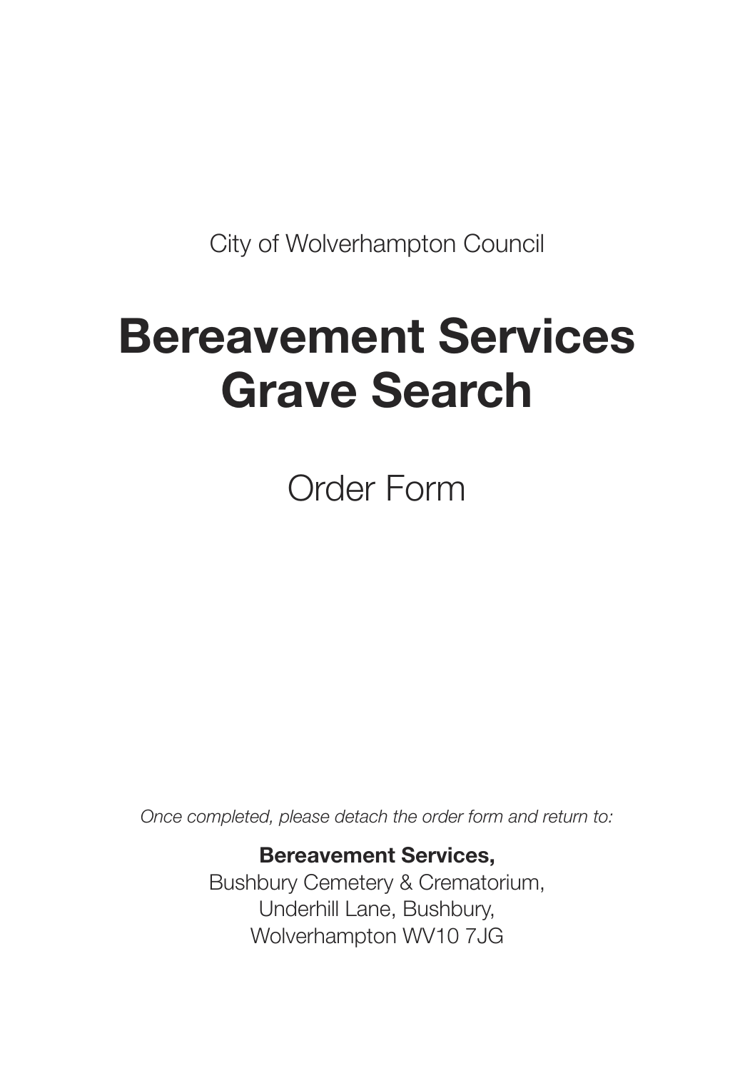City of Wolverhampton Council

# Bereavement Services Grave Search

Order Form

*Once completed, please detach the order form and return to:*

**Bereavement Services,**
Bushbury Cemetery & Crematorium,
Underhill Lane, Bushbury,
Wolverhampton WV10 7JG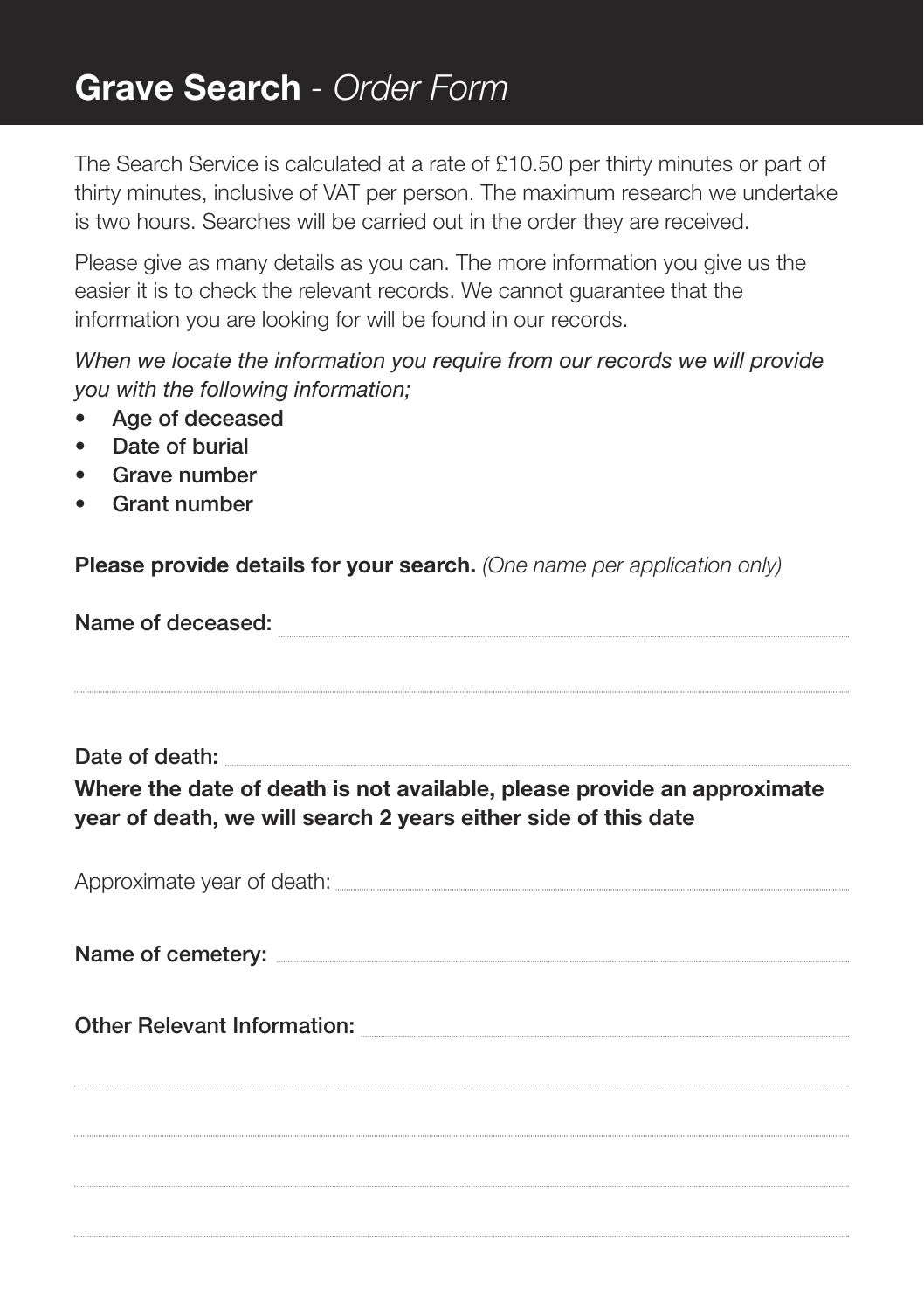# **Grave Search** - *Order Form*

The Search Service is calculated at a rate of £10.50 per thirty minutes or part of thirty minutes, inclusive of VAT per person. The maximum research we undertake is two hours. Searches will be carried out in the order they are received.

Please give as many details as you can. The more information you give us the easier it is to check the relevant records. We cannot guarantee that the information you are looking for will be found in our records.

*When we locate the information you require from our records we will provide you with the following information;*

- Age of deceased
- Date of burial
- Grave number
- Grant number

**Please provide details for your search.** *(One name per application only)*

Name of deceased: ......................................................................................................

..................................................................................................................................

Date of death: ..............................................................................................................

**Where the date of death is not available, please provide an approximate year of death, we will search 2 years either side of this date**

Approximate year of death: ..........................................................................................

Name of cemetery: ......................................................................................................

Other Relevant Information: .........................................................................................

..................................................................................................................................

..................................................................................................................................

..................................................................................................................................

..................................................................................................................................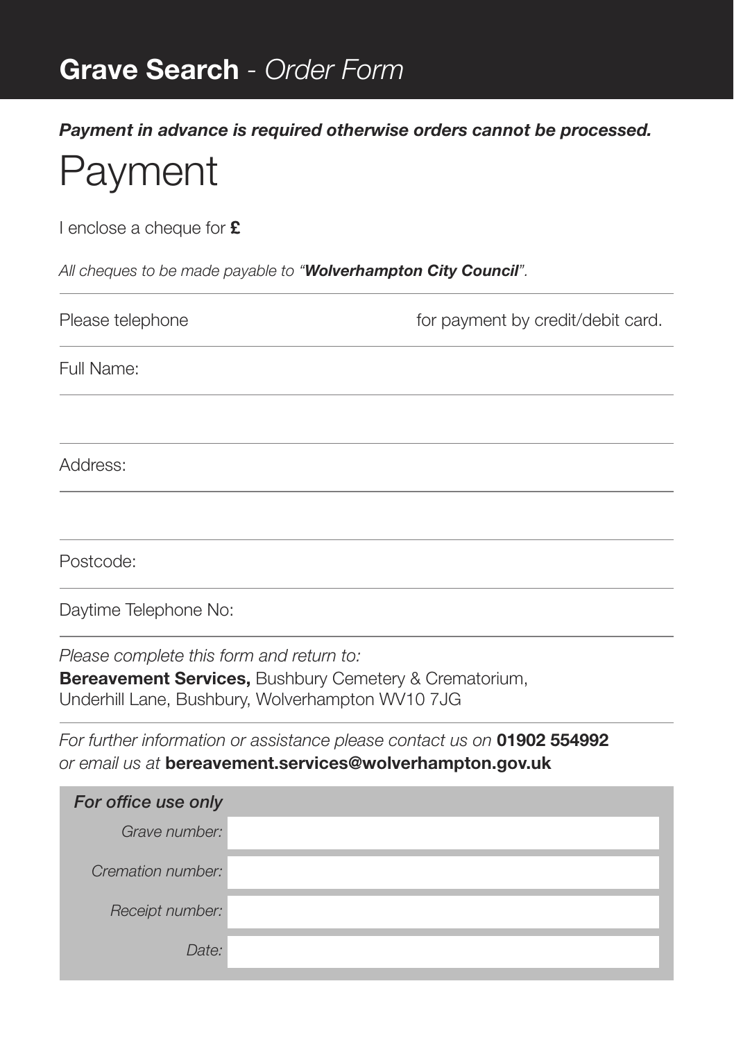# **Grave Search** - *Order Form*

***Payment in advance is required otherwise orders cannot be processed.***

## Payment

I enclose a cheque for **£**

*All cheques to be made payable to "**Wolverhampton City Council**".*

Please telephone for payment by credit/debit card.

Full Name:

Address:

Postcode:

Daytime Telephone No:

*Please complete this form and return to:*
**Bereavement Services,** Bushbury Cemetery & Crematorium,
Underhill Lane, Bushbury, Wolverhampton WV10 7JG

*For further information or assistance please contact us on* **01902 554992**
*or email us at* **bereavement.services@wolverhampton.gov.uk**

| ***For office use only*** | |
|---|---|
| *Grave number:* | |
| *Cremation number:* | |
| *Receipt number:* | |
| *Date:* | |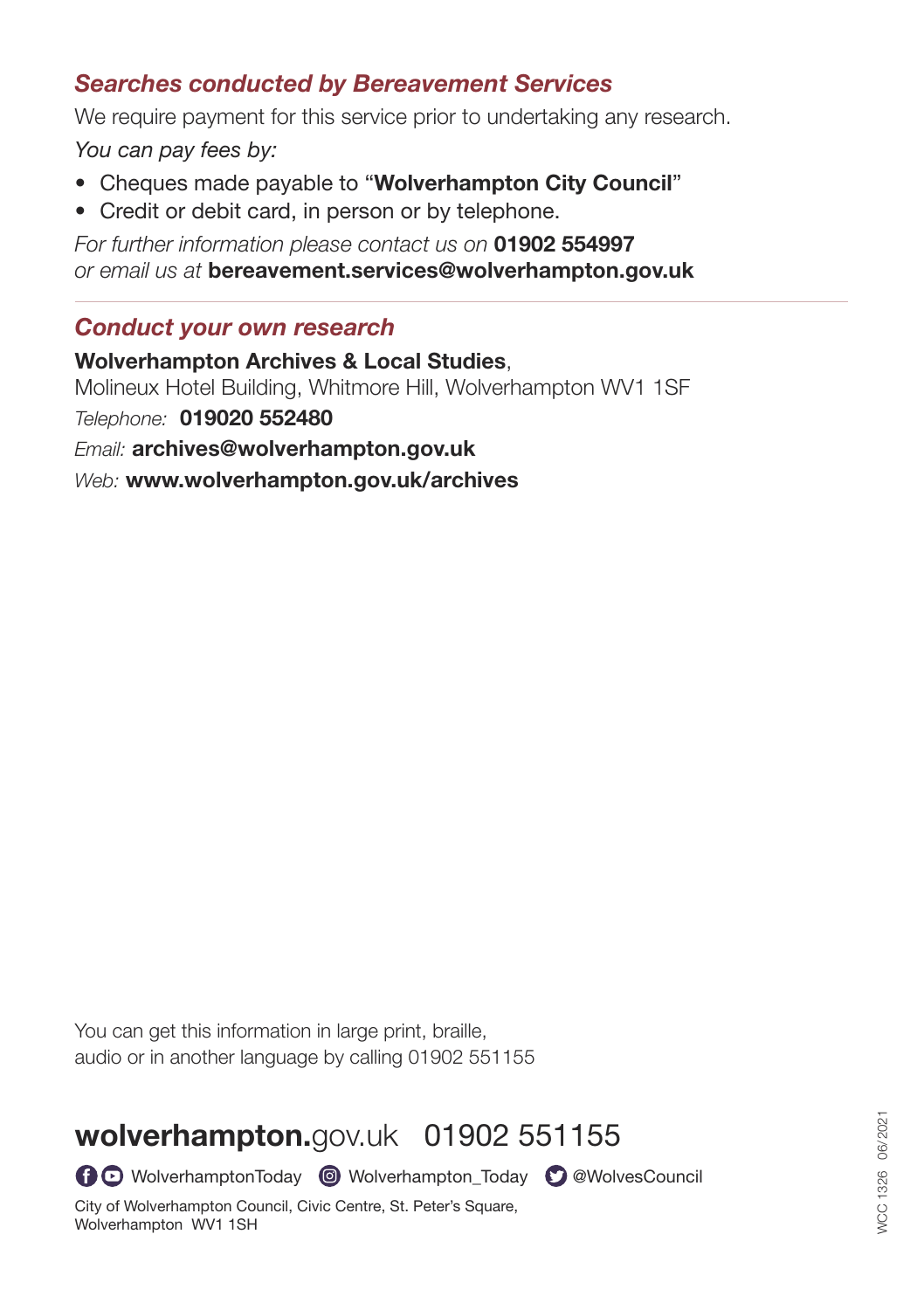## *Searches conducted by Bereavement Services*

We require payment for this service prior to undertaking any research.

*You can pay fees by:*

- Cheques made payable to "**Wolverhampton City Council**"
- Credit or debit card, in person or by telephone.

*For further information please contact us on* **01902 554997**
*or email us at* **bereavement.services@wolverhampton.gov.uk**

---

## *Conduct your own research*

**Wolverhampton Archives & Local Studies**,
Molineux Hotel Building, Whitmore Hill, Wolverhampton WV1 1SF

*Telephone:* **019020 552480**

*Email:* **archives@wolverhampton.gov.uk**

*Web:* **www.wolverhampton.gov.uk/archives**

You can get this information in large print, braille,
audio or in another language by calling 01902 551155

**wolverhampton.**gov.uk 01902 551155

WolverhamptonToday Wolverhampton_Today @WolvesCouncil

City of Wolverhampton Council, Civic Centre, St. Peter's Square,
Wolverhampton WV1 1SH

WCC 1326 06/2021